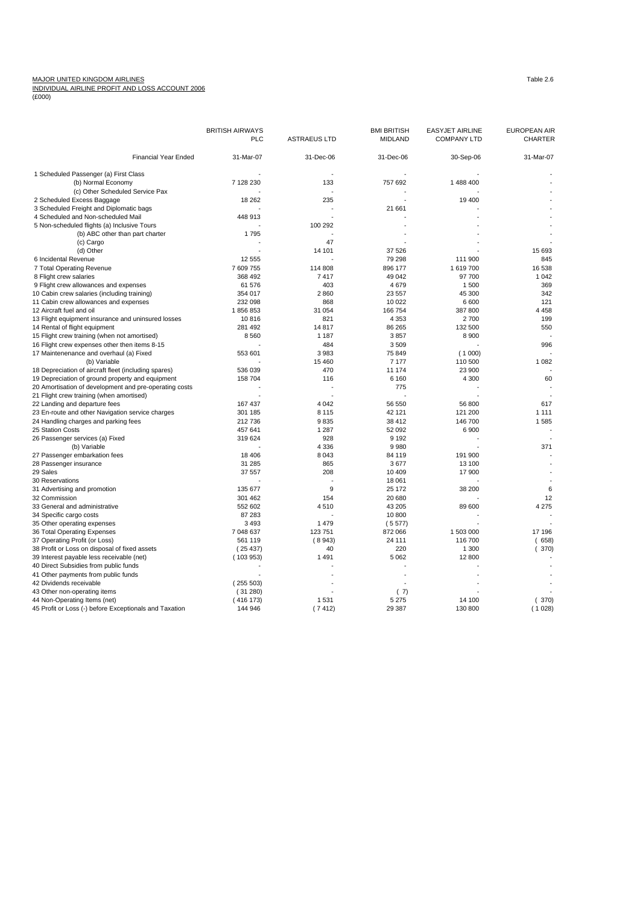MAJOR UNITED KINGDOM AIRLINES
INDIVIDUAL AIRLINE PROFIT AND LOSS ACCOUNT 2006
(£000)

Table 2.6

| | BRITISH AIRWAYS PLC | ASTRAEUS LTD | BMI BRITISH MIDLAND | EASYJET AIRLINE COMPANY LTD | EUROPEAN AIR CHARTER |
|---|---|---|---|---|---|
| Financial Year Ended | 31-Mar-07 | 31-Dec-06 | 31-Dec-06 | 30-Sep-06 | 31-Mar-07 |
| 1 Scheduled Passenger (a) First Class | - | - | - | - | - |
| (b) Normal Economy | 7 128 230 | 133 | 757 692 | 1 488 400 | - |
| (c) Other Scheduled Service Pax | - | - | - | - | - |
| 2 Scheduled Excess Baggage | 18 262 | 235 | - | 19 400 | - |
| 3 Scheduled Freight and Diplomatic bags | - | - | 21 661 | - | - |
| 4 Scheduled and Non-scheduled Mail | 448 913 | - | - | - | - |
| 5 Non-scheduled flights (a) Inclusive Tours | - | 100 292 | - | - | - |
| (b) ABC other than part charter | 1 795 | - | - | - | - |
| (c) Cargo | - | 47 | - | - | - |
| (d) Other | - | 14 101 | 37 526 | - | 15 693 |
| 6 Incidental Revenue | 12 555 | - | 79 298 | 111 900 | 845 |
| 7 Total Operating Revenue | 7 609 755 | 114 808 | 896 177 | 1 619 700 | 16 538 |
| 8 Flight crew salaries | 368 492 | 7 417 | 49 042 | 97 700 | 1 042 |
| 9 Flight crew allowances and expenses | 61 576 | 403 | 4 679 | 1 500 | 369 |
| 10 Cabin crew salaries (including training) | 354 017 | 2 860 | 23 557 | 45 300 | 342 |
| 11 Cabin crew allowances and expenses | 232 098 | 868 | 10 022 | 6 600 | 121 |
| 12 Aircraft fuel and oil | 1 856 853 | 31 054 | 166 754 | 387 800 | 4 458 |
| 13 Flight equipment insurance and uninsured losses | 10 816 | 821 | 4 353 | 2 700 | 199 |
| 14 Rental of flight equipment | 281 492 | 14 817 | 86 265 | 132 500 | 550 |
| 15 Flight crew training (when not amortised) | 8 560 | 1 187 | 3 857 | 8 900 | - |
| 16 Flight crew expenses other then items 8-15 | - | 484 | 3 509 | - | 996 |
| 17 Maintenenance and overhaul (a) Fixed | 553 601 | 3 983 | 75 849 | ( 1 000) | - |
| (b) Variable | - | 15 460 | 7 177 | 110 500 | 1 082 |
| 18 Depreciation of aircraft fleet (including spares) | 536 039 | 470 | 11 174 | 23 900 | - |
| 19 Depreciation of ground property and equipment | 158 704 | 116 | 6 160 | 4 300 | 60 |
| 20 Amortisation of development and pre-operating costs | - | - | 775 | - | - |
| 21 Flight crew training (when amortised) | - | - | - | - | - |
| 22 Landing and departure fees | 167 437 | 4 042 | 56 550 | 56 800 | 617 |
| 23 En-route and other Navigation service charges | 301 185 | 8 115 | 42 121 | 121 200 | 1 111 |
| 24 Handling charges and parking fees | 212 736 | 9 835 | 38 412 | 146 700 | 1 585 |
| 25 Station Costs | 457 641 | 1 287 | 52 092 | 6 900 | - |
| 26 Passenger services (a) Fixed | 319 624 | 928 | 9 192 | - | - |
| (b) Variable | - | 4 336 | 9 980 | - | 371 |
| 27 Passenger embarkation fees | 18 406 | 8 043 | 84 119 | 191 900 | - |
| 28 Passenger insurance | 31 285 | 865 | 3 677 | 13 100 | - |
| 29 Sales | 37 557 | 208 | 10 409 | 17 900 | - |
| 30 Reservations | - | - | 18 061 | - | - |
| 31 Advertising and promotion | 135 677 | 9 | 25 172 | 38 200 | 6 |
| 32 Commission | 301 462 | 154 | 20 680 | - | 12 |
| 33 General and administrative | 552 602 | 4 510 | 43 205 | 89 600 | 4 275 |
| 34 Specific cargo costs | 87 283 | - | 10 800 | - | - |
| 35 Other operating expenses | 3 493 | 1 479 | ( 5 577) | - | - |
| 36 Total Operating Expenses | 7 048 637 | 123 751 | 872 066 | 1 503 000 | 17 196 |
| 37 Operating Profit (or Loss) | 561 119 | ( 8 943) | 24 111 | 116 700 | ( 658) |
| 38 Profit or Loss on disposal of fixed assets | ( 25 437) | 40 | 220 | 1 300 | ( 370) |
| 39 Interest payable less receivable (net) | ( 103 953) | 1 491 | 5 062 | 12 800 | - |
| 40 Direct Subsidies from public funds | - | - | - | - | - |
| 41 Other payments from public funds | - | - | - | - | - |
| 42 Dividends receivable | ( 255 503) | - | - | - | - |
| 43 Other non-operating items | ( 31 280) | - | ( 7) | - | - |
| 44 Non-Operating Items (net) | ( 416 173) | 1 531 | 5 275 | 14 100 | ( 370) |
| 45 Profit or Loss (-) before Exceptionals and Taxation | 144 946 | ( 7 412) | 29 387 | 130 800 | ( 1 028) |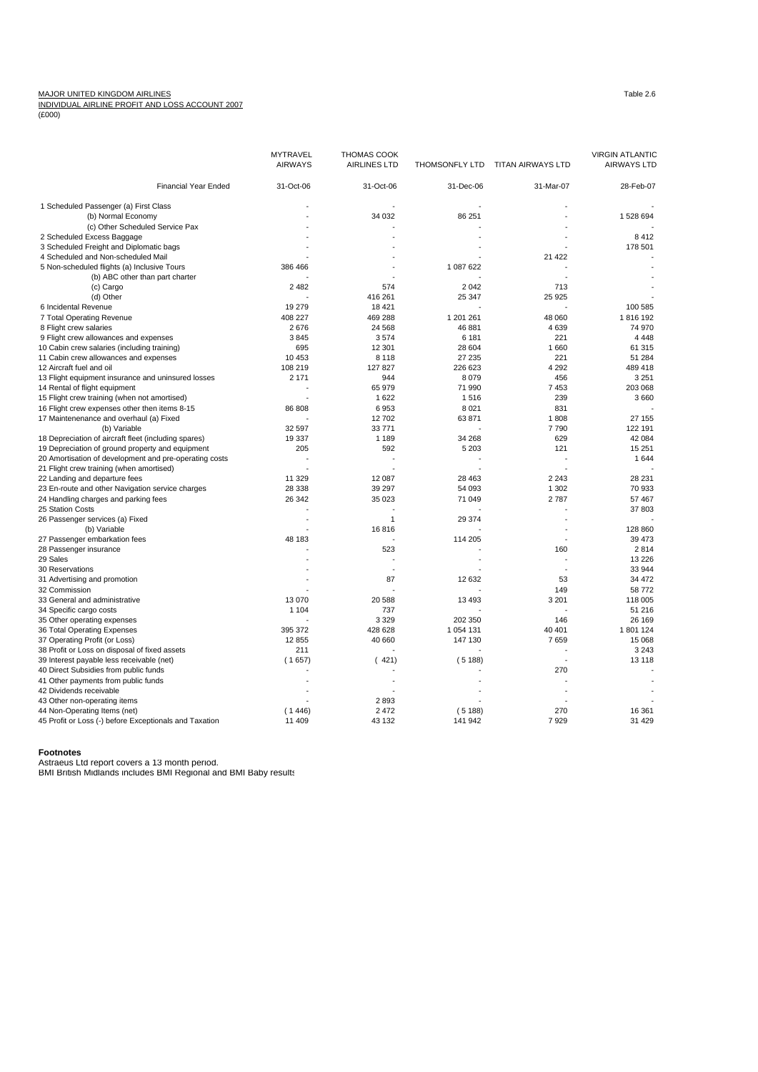MAJOR UNITED KINGDOM AIRLINES
INDIVIDUAL AIRLINE PROFIT AND LOSS ACCOUNT 2007
(£000)

Table 2.6

| | MYTRAVEL AIRWAYS | THOMAS COOK AIRLINES LTD | THOMSONFLY LTD | TITAN AIRWAYS LTD | VIRGIN ATLANTIC AIRWAYS LTD |
|---|---|---|---|---|---|
| Financial Year Ended | 31-Oct-06 | 31-Oct-06 | 31-Dec-06 | 31-Mar-07 | 28-Feb-07 |
| 1 Scheduled Passenger (a) First Class | - | - | - | - | - |
| (b) Normal Economy | - | 34 032 | 86 251 | - | 1 528 694 |
| (c) Other Scheduled Service Pax | - | - | - | - | - |
| 2 Scheduled Excess Baggage | - | - | - | - | 8 412 |
| 3 Scheduled Freight and Diplomatic bags | - | - | - | - | 178 501 |
| 4 Scheduled and Non-scheduled Mail | - | - | - | 21 422 | - |
| 5 Non-scheduled flights (a) Inclusive Tours | 386 466 | - | 1 087 622 | - | - |
| (b) ABC other than part charter | - | - | - | - | - |
| (c) Cargo | 2 482 | 574 | 2 042 | 713 | - |
| (d) Other | - | 416 261 | 25 347 | 25 925 | - |
| 6 Incidental Revenue | 19 279 | 18 421 | - | - | 100 585 |
| 7 Total Operating Revenue | 408 227 | 469 288 | 1 201 261 | 48 060 | 1 816 192 |
| 8 Flight crew salaries | 2 676 | 24 568 | 46 881 | 4 639 | 74 970 |
| 9 Flight crew allowances and expenses | 3 845 | 3 574 | 6 181 | 221 | 4 448 |
| 10 Cabin crew salaries (including training) | 695 | 12 301 | 28 604 | 1 660 | 61 315 |
| 11 Cabin crew allowances and expenses | 10 453 | 8 118 | 27 235 | 221 | 51 284 |
| 12 Aircraft fuel and oil | 108 219 | 127 827 | 226 623 | 4 292 | 489 418 |
| 13 Flight equipment insurance and uninsured losses | 2 171 | 944 | 8 079 | 456 | 3 251 |
| 14 Rental of flight equipment | - | 65 979 | 71 990 | 7 453 | 203 068 |
| 15 Flight crew training (when not amortised) | - | 1 622 | 1 516 | 239 | 3 660 |
| 16 Flight crew expenses other then items 8-15 | 86 808 | 6 953 | 8 021 | 831 | - |
| 17 Maintenenance and overhaul (a) Fixed | - | 12 702 | 63 871 | 1 808 | 27 155 |
| (b) Variable | 32 597 | 33 771 | - | 7 790 | 122 191 |
| 18 Depreciation of aircraft fleet (including spares) | 19 337 | 1 189 | 34 268 | 629 | 42 084 |
| 19 Depreciation of ground property and equipment | 205 | 592 | 5 203 | 121 | 15 251 |
| 20 Amortisation of development and pre-operating costs | - | - | - | - | 1 644 |
| 21 Flight crew training (when amortised) | - | - | - | - | - |
| 22 Landing and departure fees | 11 329 | 12 087 | 28 463 | 2 243 | 28 231 |
| 23 En-route and other Navigation service charges | 28 338 | 39 297 | 54 093 | 1 302 | 70 933 |
| 24 Handling charges and parking fees | 26 342 | 35 023 | 71 049 | 2 787 | 57 467 |
| 25 Station Costs | - | - | - | - | 37 803 |
| 26 Passenger services (a) Fixed | - | 1 | 29 374 | - | - |
| (b) Variable | - | 16 816 | - | - | 128 860 |
| 27 Passenger embarkation fees | 48 183 | - | 114 205 | - | 39 473 |
| 28 Passenger insurance | - | 523 | - | 160 | 2 814 |
| 29 Sales | - | - | - | - | 13 226 |
| 30 Reservations | - | - | - | - | 33 944 |
| 31 Advertising and promotion | - | 87 | 12 632 | 53 | 34 472 |
| 32 Commission | - | - | - | 149 | 58 772 |
| 33 General and administrative | 13 070 | 20 588 | 13 493 | 3 201 | 118 005 |
| 34 Specific cargo costs | 1 104 | 737 | - | - | 51 216 |
| 35 Other operating expenses | - | 3 329 | 202 350 | 146 | 26 169 |
| 36 Total Operating Expenses | 395 372 | 428 628 | 1 054 131 | 40 401 | 1 801 124 |
| 37 Operating Profit (or Loss) | 12 855 | 40 660 | 147 130 | 7 659 | 15 068 |
| 38 Profit or Loss on disposal of fixed assets | 211 | - | - | - | 3 243 |
| 39 Interest payable less receivable (net) | ( 1 657) | ( 421) | ( 5 188) | - | 13 118 |
| 40 Direct Subsidies from public funds | - | - | - | 270 | - |
| 41 Other payments from public funds | - | - | - | - | - |
| 42 Dividends receivable | - | - | - | - | - |
| 43 Other non-operating items | - | 2 893 | - | - | - |
| 44 Non-Operating Items (net) | ( 1 446) | 2 472 | ( 5 188) | 270 | 16 361 |
| 45 Profit or Loss (-) before Exceptionals and Taxation | 11 409 | 43 132 | 141 942 | 7 929 | 31 429 |

**Footnotes**

Astraeus Ltd report covers a 13 month period.

BMI British Midlands includes BMI Regional and BMI Baby results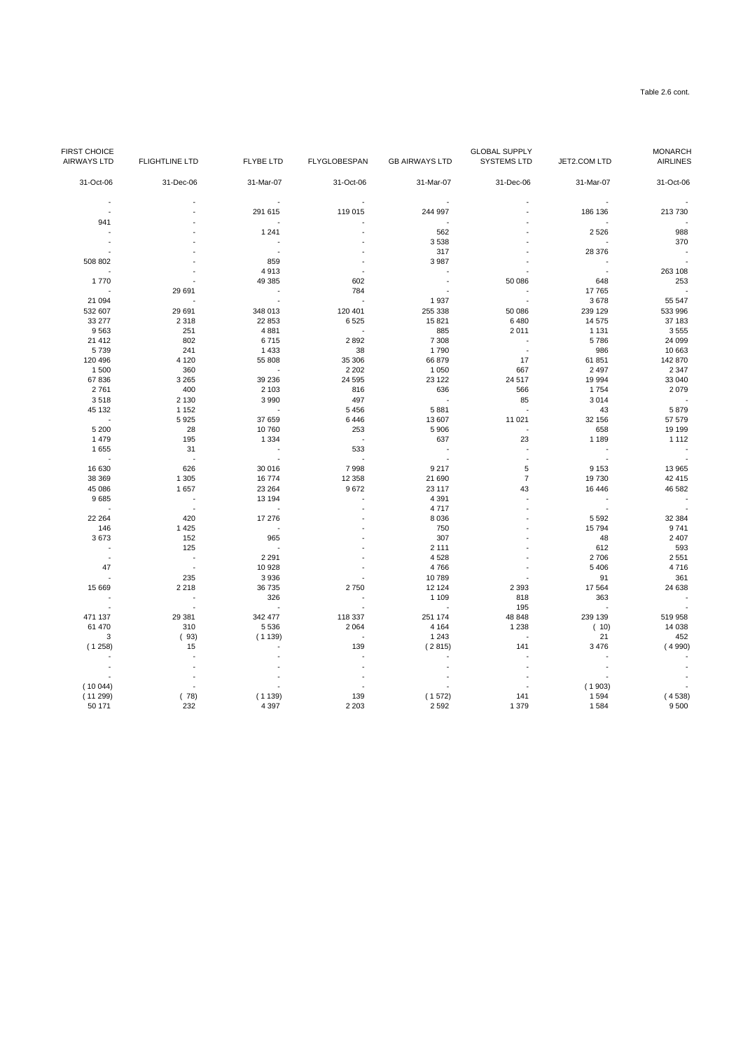Table 2.6 cont.

| FIRST CHOICE AIRWAYS LTD | FLIGHTLINE LTD | FLYBE LTD | FLYGLOBESPAN | GB AIRWAYS LTD | GLOBAL SUPPLY SYSTEMS LTD | JET2.COM LTD | MONARCH AIRLINES |
|---|---|---|---|---|---|---|---|
| 31-Oct-06 | 31-Dec-06 | 31-Mar-07 | 31-Oct-06 | 31-Mar-07 | 31-Dec-06 | 31-Mar-07 | 31-Oct-06 |
| - | - | - | - | - | - | - | - |
| - | - | 291 615 | 119 015 | 244 997 | - | 186 136 | 213 730 |
| 941 | - | - | - | - | - | - | - |
| - | - | 1 241 | - | 562 | - | 2 526 | 988 |
| - | - | - | - | 3 538 | - | - | 370 |
| - | - | - | - | 317 | - | 28 376 | - |
| 508 802 | - | 859 | - | 3 987 | - | - | - |
| - | - | 4 913 | - | - | - | - | 263 108 |
| 1 770 | - | 49 385 | 602 | - | 50 086 | 648 | 253 |
| - | 29 691 | - | 784 | - | - | 17 765 | - |
| 21 094 | - | - | - | 1 937 | - | 3 678 | 55 547 |
| 532 607 | 29 691 | 348 013 | 120 401 | 255 338 | 50 086 | 239 129 | 533 996 |
| 33 277 | 2 318 | 22 853 | 6 525 | 15 821 | 6 480 | 14 575 | 37 183 |
| 9 563 | 251 | 4 881 | - | 885 | 2 011 | 1 131 | 3 555 |
| 21 412 | 802 | 6 715 | 2 892 | 7 308 | - | 5 786 | 24 099 |
| 5 739 | 241 | 1 433 | 38 | 1 790 | - | 986 | 10 663 |
| 120 496 | 4 120 | 55 808 | 35 306 | 66 879 | 17 | 61 851 | 142 870 |
| 1 500 | 360 | - | 2 202 | 1 050 | 667 | 2 497 | 2 347 |
| 67 836 | 3 265 | 39 236 | 24 595 | 23 122 | 24 517 | 19 994 | 33 040 |
| 2 761 | 400 | 2 103 | 816 | 636 | 566 | 1 754 | 2 079 |
| 3 518 | 2 130 | 3 990 | 497 | - | 85 | 3 014 | - |
| 45 132 | 1 152 | - | 5 456 | 5 881 | - | 43 | 5 879 |
| - | 5 925 | 37 659 | 6 446 | 13 607 | 11 021 | 32 156 | 57 579 |
| 5 200 | 28 | 10 760 | 253 | 5 906 | - | 658 | 19 199 |
| 1 479 | 195 | 1 334 | - | 637 | 23 | 1 189 | 1 112 |
| 1 655 | 31 | - | 533 | - | - | - | - |
| - | - | - | - | - | - | - | - |
| 16 630 | 626 | 30 016 | 7 998 | 9 217 | 5 | 9 153 | 13 965 |
| 38 369 | 1 305 | 16 774 | 12 358 | 21 690 | 7 | 19 730 | 42 415 |
| 45 086 | 1 657 | 23 264 | 9 672 | 23 117 | 43 | 16 446 | 46 582 |
| 9 685 | - | 13 194 | - | 4 391 | - | - | - |
| - | - | - | - | 4 717 | - | - | - |
| 22 264 | 420 | 17 276 | - | 8 036 | - | 5 592 | 32 384 |
| 146 | 1 425 | - | - | 750 | - | 15 794 | 9 741 |
| 3 673 | 152 | 965 | - | 307 | - | 48 | 2 407 |
| - | 125 | - | - | 2 111 | - | 612 | 593 |
| - | - | 2 291 | - | 4 528 | - | 2 706 | 2 551 |
| 47 | - | 10 928 | - | 4 766 | - | 5 406 | 4 716 |
| - | 235 | 3 936 | - | 10 789 | - | 91 | 361 |
| 15 669 | 2 218 | 36 735 | 2 750 | 12 124 | 2 393 | 17 564 | 24 638 |
| - | - | 326 | - | 1 109 | 818 | 363 | - |
| - | - | - | - | - | 195 | - | - |
| 471 137 | 29 381 | 342 477 | 118 337 | 251 174 | 48 848 | 239 139 | 519 958 |
| 61 470 | 310 | 5 536 | 2 064 | 4 164 | 1 238 | ( 10) | 14 038 |
| 3 | ( 93) | ( 1 139) | - | 1 243 | - | 21 | 452 |
| ( 1 258) | 15 | - | 139 | ( 2 815) | 141 | 3 476 | ( 4 990) |
| - | - | - | - | - | - | - | - |
| - | - | - | - | - | - | - | - |
| - | - | - | - | - | - | - | - |
| ( 10 044) | - | - | - | - | - | ( 1 903) | - |
| ( 11 299) | ( 78) | ( 1 139) | 139 | ( 1 572) | 141 | 1 594 | ( 4 538) |
| 50 171 | 232 | 4 397 | 2 203 | 2 592 | 1 379 | 1 584 | 9 500 |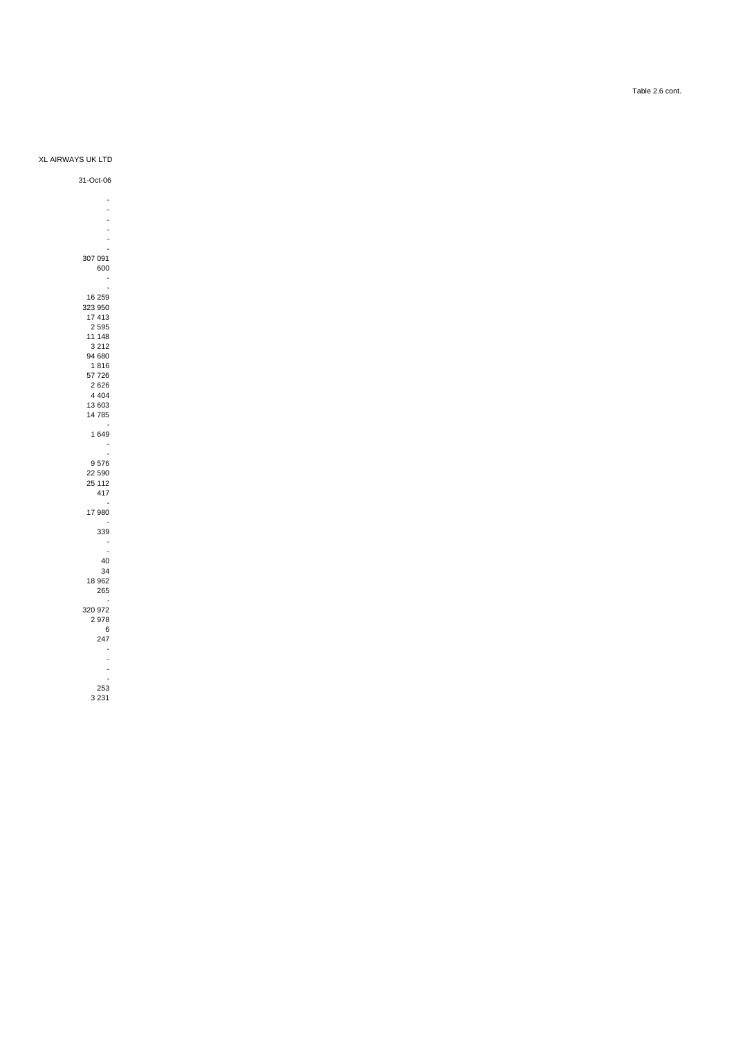Table 2.6 cont.

| XL AIRWAYS UK LTD |
|---|
| 31-Oct-06 |
| - |
| - |
| - |
| - |
| - |
| - |
| 307 091 |
| 600 |
| - |
| - |
| 16 259 |
| 323 950 |
| 17 413 |
| 2 595 |
| 11 148 |
| 3 212 |
| 94 680 |
| 1 816 |
| 57 726 |
| 2 626 |
| 4 404 |
| 13 603 |
| 14 785 |
| - |
| 1 649 |
| - |
| - |
| 9 576 |
| 22 590 |
| 25 112 |
| 417 |
| - |
| 17 980 |
| - |
| 339 |
| - |
| - |
| 40 |
| 34 |
| 18 962 |
| 265 |
| - |
| 320 972 |
| 2 978 |
| 6 |
| 247 |
| - |
| - |
| - |
| - |
| 253 |
| 3 231 |